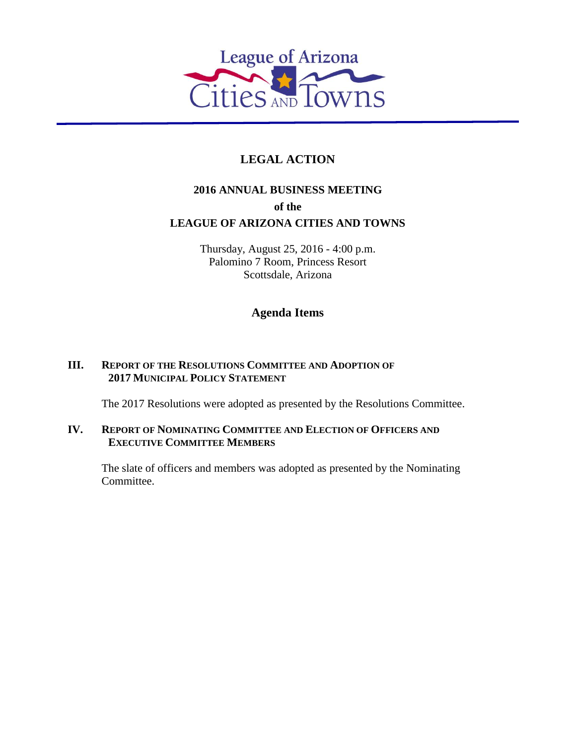League of Arizona Cities and Towns

# LEGAL ACTION

## 2016 ANNUAL BUSINESS MEETING
## of the
## LEAGUE OF ARIZONA CITIES AND TOWNS

Thursday, August 25, 2016 - 4:00 p.m.
Palomino 7 Room, Princess Resort
Scottsdale, Arizona

## Agenda Items

### III. REPORT OF THE RESOLUTIONS COMMITTEE AND ADOPTION OF 2017 MUNICIPAL POLICY STATEMENT

The 2017 Resolutions were adopted as presented by the Resolutions Committee.

### IV. REPORT OF NOMINATING COMMITTEE AND ELECTION OF OFFICERS AND EXECUTIVE COMMITTEE MEMBERS

The slate of officers and members was adopted as presented by the Nominating Committee.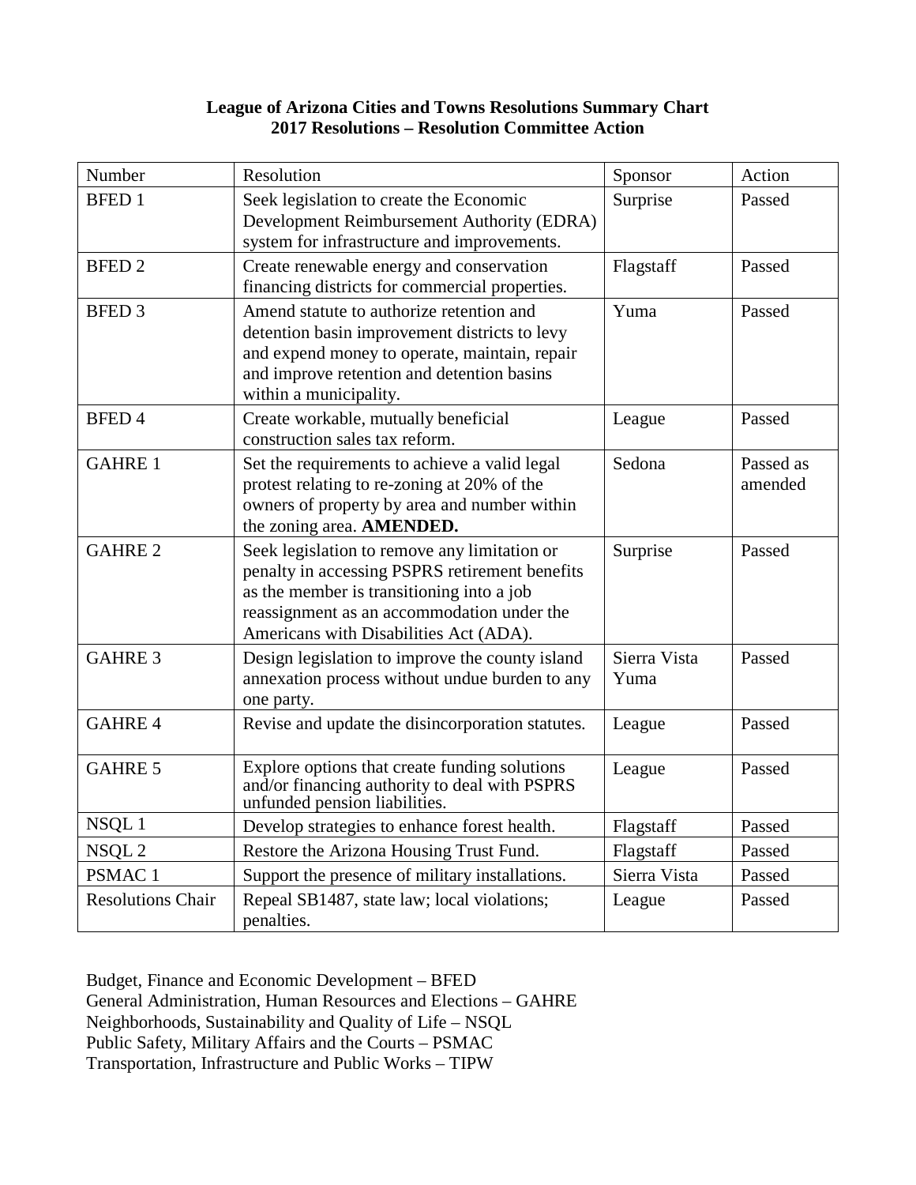**League of Arizona Cities and Towns Resolutions Summary Chart**
**2017 Resolutions – Resolution Committee Action**

| Number | Resolution | Sponsor | Action |
|---|---|---|---|
| BFED 1 | Seek legislation to create the Economic Development Reimbursement Authority (EDRA) system for infrastructure and improvements. | Surprise | Passed |
| BFED 2 | Create renewable energy and conservation financing districts for commercial properties. | Flagstaff | Passed |
| BFED 3 | Amend statute to authorize retention and detention basin improvement districts to levy and expend money to operate, maintain, repair and improve retention and detention basins within a municipality. | Yuma | Passed |
| BFED 4 | Create workable, mutually beneficial construction sales tax reform. | League | Passed |
| GAHRE 1 | Set the requirements to achieve a valid legal protest relating to re-zoning at 20% of the owners of property by area and number within the zoning area. **AMENDED.** | Sedona | Passed as amended |
| GAHRE 2 | Seek legislation to remove any limitation or penalty in accessing PSPRS retirement benefits as the member is transitioning into a job reassignment as an accommodation under the Americans with Disabilities Act (ADA). | Surprise | Passed |
| GAHRE 3 | Design legislation to improve the county island annexation process without undue burden to any one party. | Sierra Vista Yuma | Passed |
| GAHRE 4 | Revise and update the disincorporation statutes. | League | Passed |
| GAHRE 5 | Explore options that create funding solutions and/or financing authority to deal with PSPRS unfunded pension liabilities. | League | Passed |
| NSQL 1 | Develop strategies to enhance forest health. | Flagstaff | Passed |
| NSQL 2 | Restore the Arizona Housing Trust Fund. | Flagstaff | Passed |
| PSMAC 1 | Support the presence of military installations. | Sierra Vista | Passed |
| Resolutions Chair | Repeal SB1487, state law; local violations; penalties. | League | Passed |

Budget, Finance and Economic Development – BFED
General Administration, Human Resources and Elections – GAHRE
Neighborhoods, Sustainability and Quality of Life – NSQL
Public Safety, Military Affairs and the Courts – PSMAC
Transportation, Infrastructure and Public Works – TIPW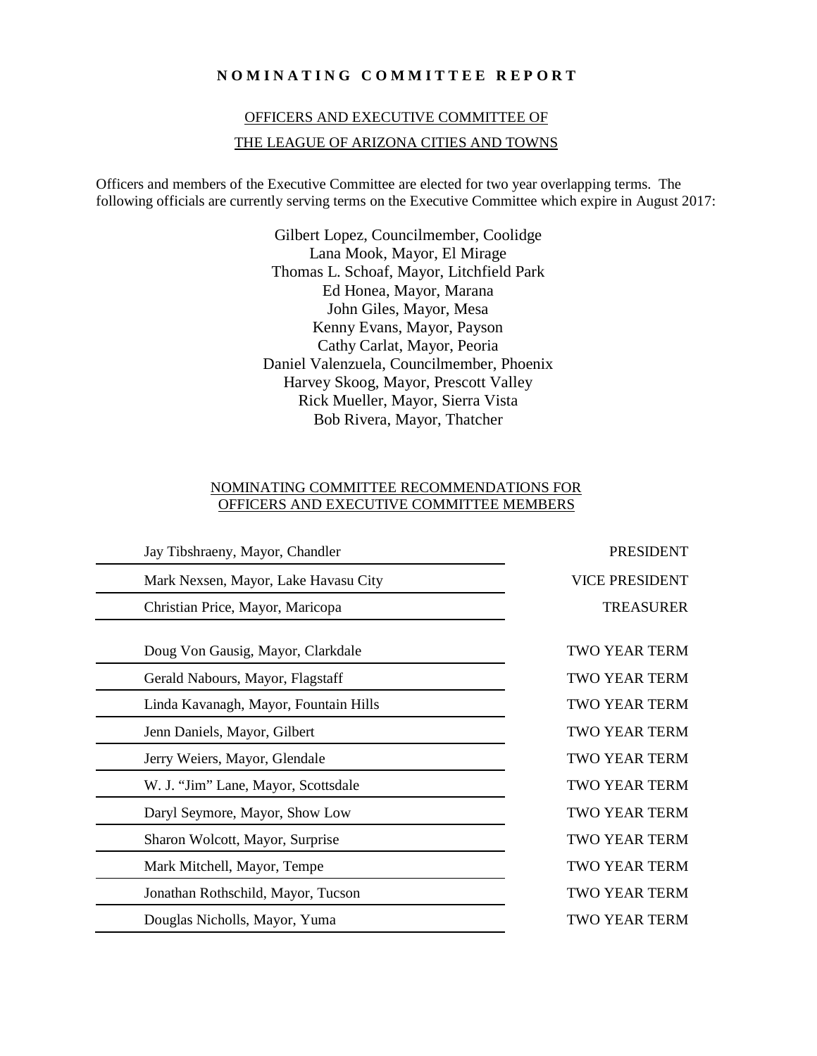# NOMINATING COMMITTEE REPORT

## OFFICERS AND EXECUTIVE COMMITTEE OF THE LEAGUE OF ARIZONA CITIES AND TOWNS

Officers and members of the Executive Committee are elected for two year overlapping terms. The following officials are currently serving terms on the Executive Committee which expire in August 2017:

Gilbert Lopez, Councilmember, Coolidge
Lana Mook, Mayor, El Mirage
Thomas L. Schoaf, Mayor, Litchfield Park
Ed Honea, Mayor, Marana
John Giles, Mayor, Mesa
Kenny Evans, Mayor, Payson
Cathy Carlat, Mayor, Peoria
Daniel Valenzuela, Councilmember, Phoenix
Harvey Skoog, Mayor, Prescott Valley
Rick Mueller, Mayor, Sierra Vista
Bob Rivera, Mayor, Thatcher

## NOMINATING COMMITTEE RECOMMENDATIONS FOR OFFICERS AND EXECUTIVE COMMITTEE MEMBERS

| | |
|---|---|
| Jay Tibshraeny, Mayor, Chandler | PRESIDENT |
| Mark Nexsen, Mayor, Lake Havasu City | VICE PRESIDENT |
| Christian Price, Mayor, Maricopa | TREASURER |
| Doug Von Gausig, Mayor, Clarkdale | TWO YEAR TERM |
| Gerald Nabours, Mayor, Flagstaff | TWO YEAR TERM |
| Linda Kavanagh, Mayor, Fountain Hills | TWO YEAR TERM |
| Jenn Daniels, Mayor, Gilbert | TWO YEAR TERM |
| Jerry Weiers, Mayor, Glendale | TWO YEAR TERM |
| W. J. "Jim" Lane, Mayor, Scottsdale | TWO YEAR TERM |
| Daryl Seymore, Mayor, Show Low | TWO YEAR TERM |
| Sharon Wolcott, Mayor, Surprise | TWO YEAR TERM |
| Mark Mitchell, Mayor, Tempe | TWO YEAR TERM |
| Jonathan Rothschild, Mayor, Tucson | TWO YEAR TERM |
| Douglas Nicholls, Mayor, Yuma | TWO YEAR TERM |